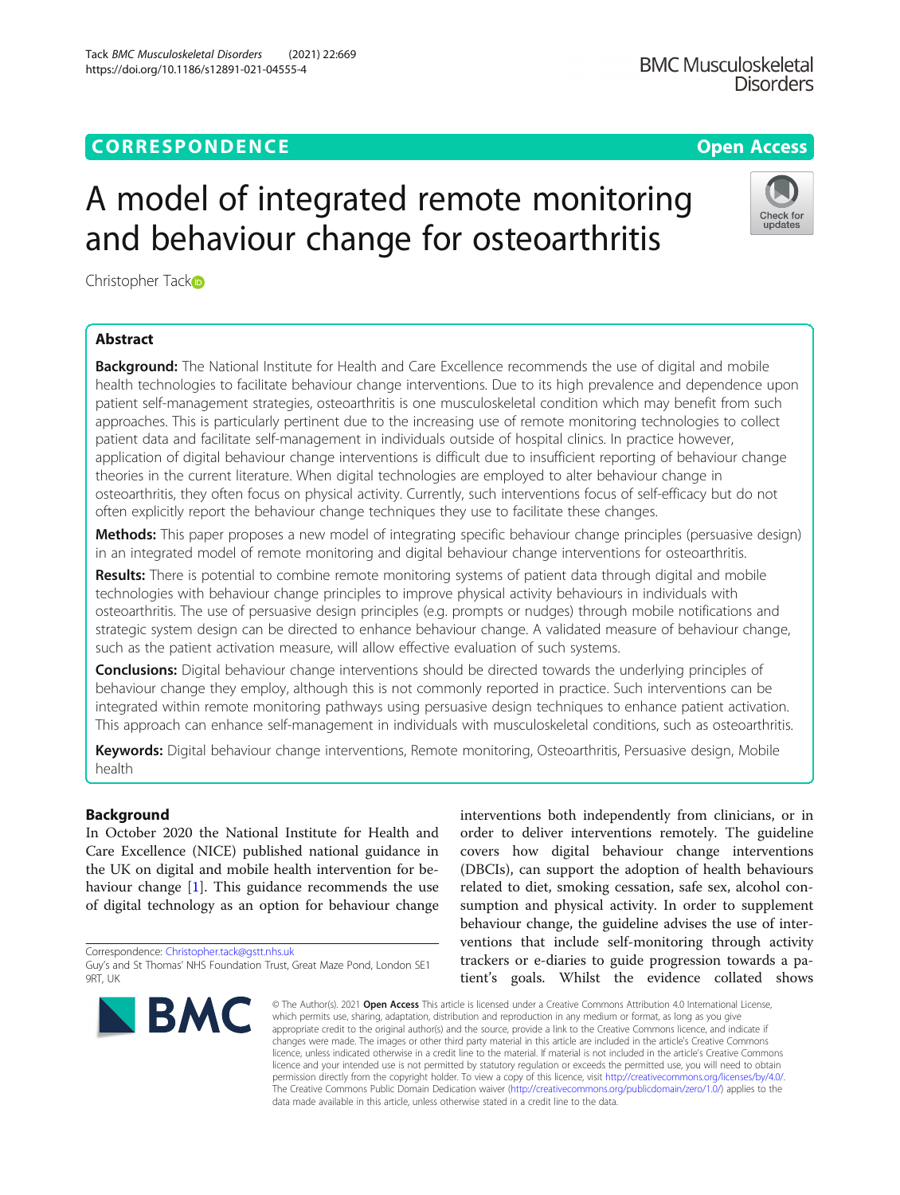CORRESPONDENCE

Open Access

# A model of integrated remote monitoring and behaviour change for osteoarthritis

Christopher Tack

## Abstract

**Background:** The National Institute for Health and Care Excellence recommends the use of digital and mobile health technologies to facilitate behaviour change interventions. Due to its high prevalence and dependence upon patient self-management strategies, osteoarthritis is one musculoskeletal condition which may benefit from such approaches. This is particularly pertinent due to the increasing use of remote monitoring technologies to collect patient data and facilitate self-management in individuals outside of hospital clinics. In practice however, application of digital behaviour change interventions is difficult due to insufficient reporting of behaviour change theories in the current literature. When digital technologies are employed to alter behaviour change in osteoarthritis, they often focus on physical activity. Currently, such interventions focus of self-efficacy but do not often explicitly report the behaviour change techniques they use to facilitate these changes.

**Methods:** This paper proposes a new model of integrating specific behaviour change principles (persuasive design) in an integrated model of remote monitoring and digital behaviour change interventions for osteoarthritis.

**Results:** There is potential to combine remote monitoring systems of patient data through digital and mobile technologies with behaviour change principles to improve physical activity behaviours in individuals with osteoarthritis. The use of persuasive design principles (e.g. prompts or nudges) through mobile notifications and strategic system design can be directed to enhance behaviour change. A validated measure of behaviour change, such as the patient activation measure, will allow effective evaluation of such systems.

**Conclusions:** Digital behaviour change interventions should be directed towards the underlying principles of behaviour change they employ, although this is not commonly reported in practice. Such interventions can be integrated within remote monitoring pathways using persuasive design techniques to enhance patient activation. This approach can enhance self-management in individuals with musculoskeletal conditions, such as osteoarthritis.

**Keywords:** Digital behaviour change interventions, Remote monitoring, Osteoarthritis, Persuasive design, Mobile health

## Background

In October 2020 the National Institute for Health and Care Excellence (NICE) published national guidance in the UK on digital and mobile health intervention for behaviour change [1]. This guidance recommends the use of digital technology as an option for behaviour change interventions both independently from clinicians, or in order to deliver interventions remotely. The guideline covers how digital behaviour change interventions (DBCIs), can support the adoption of health behaviours related to diet, smoking cessation, safe sex, alcohol consumption and physical activity. In order to supplement behaviour change, the guideline advises the use of interventions that include self-monitoring through activity trackers or e-diaries to guide progression towards a patient's goals. Whilst the evidence collated shows

Correspondence: Christopher.tack@gstt.nhs.uk
Guy's and St Thomas' NHS Foundation Trust, Great Maze Pond, London SE1 9RT, UK

© The Author(s). 2021 **Open Access** This article is licensed under a Creative Commons Attribution 4.0 International License, which permits use, sharing, adaptation, distribution and reproduction in any medium or format, as long as you give appropriate credit to the original author(s) and the source, provide a link to the Creative Commons licence, and indicate if changes were made. The images or other third party material in this article are included in the article's Creative Commons licence, unless indicated otherwise in a credit line to the material. If material is not included in the article's Creative Commons licence and your intended use is not permitted by statutory regulation or exceeds the permitted use, you will need to obtain permission directly from the copyright holder. To view a copy of this licence, visit http://creativecommons.org/licenses/by/4.0/. The Creative Commons Public Domain Dedication waiver (http://creativecommons.org/publicdomain/zero/1.0/) applies to the data made available in this article, unless otherwise stated in a credit line to the data.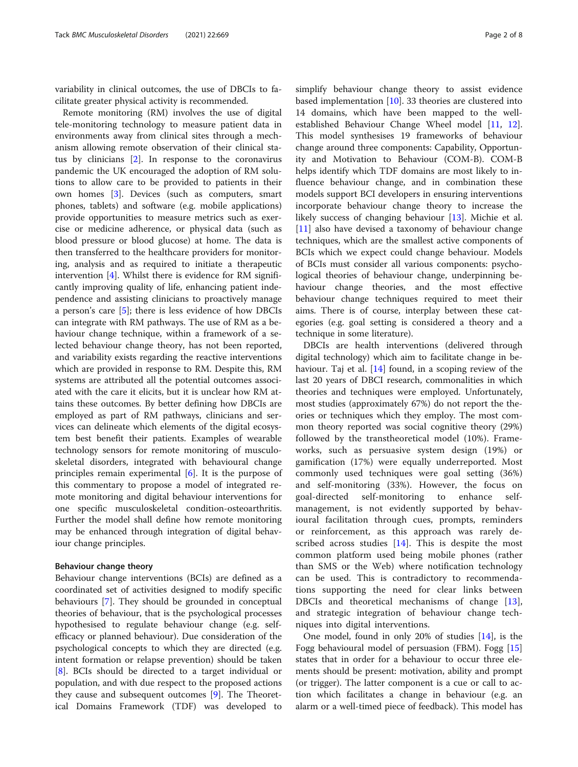variability in clinical outcomes, the use of DBCIs to facilitate greater physical activity is recommended.

Remote monitoring (RM) involves the use of digital tele-monitoring technology to measure patient data in environments away from clinical sites through a mechanism allowing remote observation of their clinical status by clinicians [2]. In response to the coronavirus pandemic the UK encouraged the adoption of RM solutions to allow care to be provided to patients in their own homes [3]. Devices (such as computers, smart phones, tablets) and software (e.g. mobile applications) provide opportunities to measure metrics such as exercise or medicine adherence, or physical data (such as blood pressure or blood glucose) at home. The data is then transferred to the healthcare providers for monitoring, analysis and as required to initiate a therapeutic intervention [4]. Whilst there is evidence for RM significantly improving quality of life, enhancing patient independence and assisting clinicians to proactively manage a person's care [5]; there is less evidence of how DBCIs can integrate with RM pathways. The use of RM as a behaviour change technique, within a framework of a selected behaviour change theory, has not been reported, and variability exists regarding the reactive interventions which are provided in response to RM. Despite this, RM systems are attributed all the potential outcomes associated with the care it elicits, but it is unclear how RM attains these outcomes. By better defining how DBCIs are employed as part of RM pathways, clinicians and services can delineate which elements of the digital ecosystem best benefit their patients. Examples of wearable technology sensors for remote monitoring of musculoskeletal disorders, integrated with behavioural change principles remain experimental [6]. It is the purpose of this commentary to propose a model of integrated remote monitoring and digital behaviour interventions for one specific musculoskeletal condition-osteoarthritis. Further the model shall define how remote monitoring may be enhanced through integration of digital behaviour change principles.

## Behaviour change theory

Behaviour change interventions (BCIs) are defined as a coordinated set of activities designed to modify specific behaviours [7]. They should be grounded in conceptual theories of behaviour, that is the psychological processes hypothesised to regulate behaviour change (e.g. self-efficacy or planned behaviour). Due consideration of the psychological concepts to which they are directed (e.g. intent formation or relapse prevention) should be taken [8]. BCIs should be directed to a target individual or population, and with due respect to the proposed actions they cause and subsequent outcomes [9]. The Theoretical Domains Framework (TDF) was developed to simplify behaviour change theory to assist evidence based implementation [10]. 33 theories are clustered into 14 domains, which have been mapped to the well-established Behaviour Change Wheel model [11, 12]. This model synthesises 19 frameworks of behaviour change around three components: Capability, Opportunity and Motivation to Behaviour (COM-B). COM-B helps identify which TDF domains are most likely to influence behaviour change, and in combination these models support BCI developers in ensuring interventions incorporate behaviour change theory to increase the likely success of changing behaviour [13]. Michie et al. [11] also have devised a taxonomy of behaviour change techniques, which are the smallest active components of BCIs which we expect could change behaviour. Models of BCIs must consider all various components: psychological theories of behaviour change, underpinning behaviour change theories, and the most effective behaviour change techniques required to meet their aims. There is of course, interplay between these categories (e.g. goal setting is considered a theory and a technique in some literature).

DBCIs are health interventions (delivered through digital technology) which aim to facilitate change in behaviour. Taj et al. [14] found, in a scoping review of the last 20 years of DBCI research, commonalities in which theories and techniques were employed. Unfortunately, most studies (approximately 67%) do not report the theories or techniques which they employ. The most common theory reported was social cognitive theory (29%) followed by the transtheoretical model (10%). Frameworks, such as persuasive system design (19%) or gamification (17%) were equally underreported. Most commonly used techniques were goal setting (36%) and self-monitoring (33%). However, the focus on goal-directed self-monitoring to enhance self-management, is not evidently supported by behavioural facilitation through cues, prompts, reminders or reinforcement, as this approach was rarely described across studies [14]. This is despite the most common platform used being mobile phones (rather than SMS or the Web) where notification technology can be used. This is contradictory to recommendations supporting the need for clear links between DBCIs and theoretical mechanisms of change [13], and strategic integration of behaviour change techniques into digital interventions.

One model, found in only 20% of studies [14], is the Fogg behavioural model of persuasion (FBM). Fogg [15] states that in order for a behaviour to occur three elements should be present: motivation, ability and prompt (or trigger). The latter component is a cue or call to action which facilitates a change in behaviour (e.g. an alarm or a well-timed piece of feedback). This model has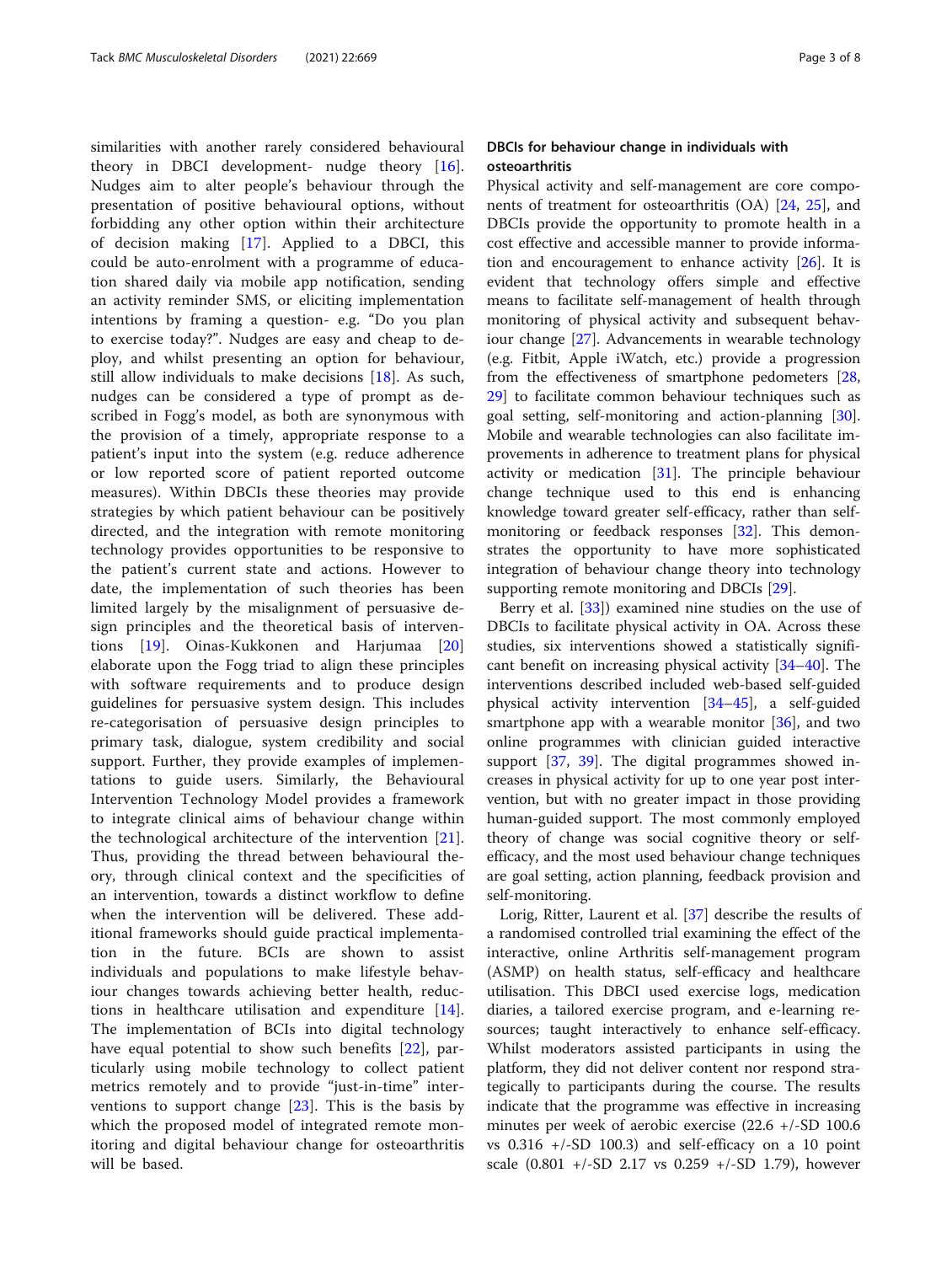similarities with another rarely considered behavioural theory in DBCI development- nudge theory [16]. Nudges aim to alter people's behaviour through the presentation of positive behavioural options, without forbidding any other option within their architecture of decision making [17]. Applied to a DBCI, this could be auto-enrolment with a programme of education shared daily via mobile app notification, sending an activity reminder SMS, or eliciting implementation intentions by framing a question- e.g. "Do you plan to exercise today?". Nudges are easy and cheap to deploy, and whilst presenting an option for behaviour, still allow individuals to make decisions [18]. As such, nudges can be considered a type of prompt as described in Fogg's model, as both are synonymous with the provision of a timely, appropriate response to a patient's input into the system (e.g. reduce adherence or low reported score of patient reported outcome measures). Within DBCIs these theories may provide strategies by which patient behaviour can be positively directed, and the integration with remote monitoring technology provides opportunities to be responsive to the patient's current state and actions. However to date, the implementation of such theories has been limited largely by the misalignment of persuasive design principles and the theoretical basis of interventions [19]. Oinas-Kukkonen and Harjumaa [20] elaborate upon the Fogg triad to align these principles with software requirements and to produce design guidelines for persuasive system design. This includes re-categorisation of persuasive design principles to primary task, dialogue, system credibility and social support. Further, they provide examples of implementations to guide users. Similarly, the Behavioural Intervention Technology Model provides a framework to integrate clinical aims of behaviour change within the technological architecture of the intervention [21]. Thus, providing the thread between behavioural theory, through clinical context and the specificities of an intervention, towards a distinct workflow to define when the intervention will be delivered. These additional frameworks should guide practical implementation in the future. BCIs are shown to assist individuals and populations to make lifestyle behaviour changes towards achieving better health, reductions in healthcare utilisation and expenditure [14]. The implementation of BCIs into digital technology have equal potential to show such benefits [22], particularly using mobile technology to collect patient metrics remotely and to provide "just-in-time" interventions to support change [23]. This is the basis by which the proposed model of integrated remote monitoring and digital behaviour change for osteoarthritis will be based.

## DBCIs for behaviour change in individuals with osteoarthritis

Physical activity and self-management are core components of treatment for osteoarthritis (OA) [24, 25], and DBCIs provide the opportunity to promote health in a cost effective and accessible manner to provide information and encouragement to enhance activity [26]. It is evident that technology offers simple and effective means to facilitate self-management of health through monitoring of physical activity and subsequent behaviour change [27]. Advancements in wearable technology (e.g. Fitbit, Apple iWatch, etc.) provide a progression from the effectiveness of smartphone pedometers [28, 29] to facilitate common behaviour techniques such as goal setting, self-monitoring and action-planning [30]. Mobile and wearable technologies can also facilitate improvements in adherence to treatment plans for physical activity or medication [31]. The principle behaviour change technique used to this end is enhancing knowledge toward greater self-efficacy, rather than self-monitoring or feedback responses [32]. This demonstrates the opportunity to have more sophisticated integration of behaviour change theory into technology supporting remote monitoring and DBCIs [29].

Berry et al. [33]) examined nine studies on the use of DBCIs to facilitate physical activity in OA. Across these studies, six interventions showed a statistically significant benefit on increasing physical activity [34–40]. The interventions described included web-based self-guided physical activity intervention [34–45], a self-guided smartphone app with a wearable monitor [36], and two online programmes with clinician guided interactive support [37, 39]. The digital programmes showed increases in physical activity for up to one year post intervention, but with no greater impact in those providing human-guided support. The most commonly employed theory of change was social cognitive theory or self-efficacy, and the most used behaviour change techniques are goal setting, action planning, feedback provision and self-monitoring.

Lorig, Ritter, Laurent et al. [37] describe the results of a randomised controlled trial examining the effect of the interactive, online Arthritis self-management program (ASMP) on health status, self-efficacy and healthcare utilisation. This DBCI used exercise logs, medication diaries, a tailored exercise program, and e-learning resources; taught interactively to enhance self-efficacy. Whilst moderators assisted participants in using the platform, they did not deliver content nor respond strategically to participants during the course. The results indicate that the programme was effective in increasing minutes per week of aerobic exercise (22.6 +/-SD 100.6 vs 0.316 +/-SD 100.3) and self-efficacy on a 10 point scale (0.801 +/-SD 2.17 vs 0.259 +/-SD 1.79), however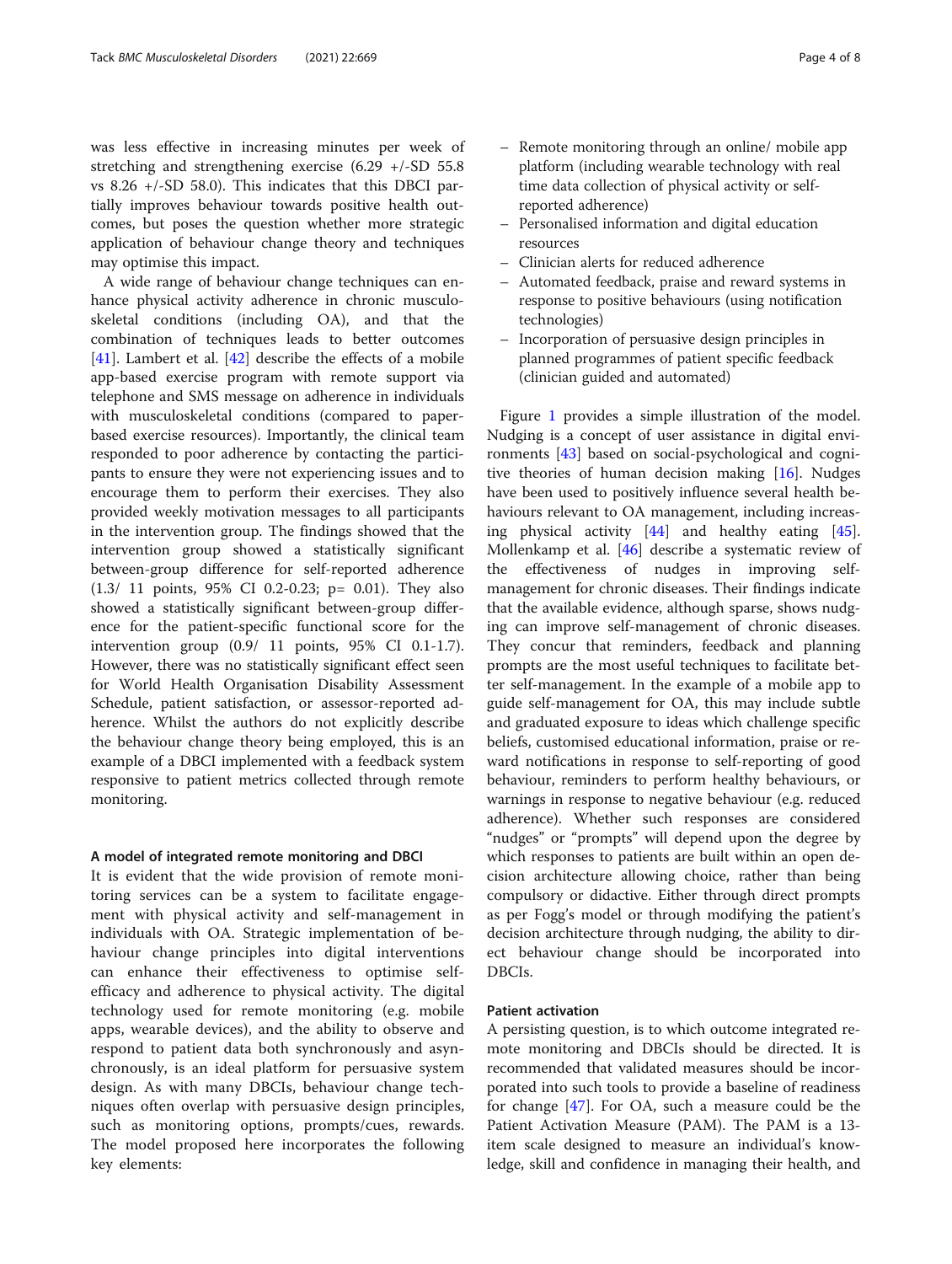was less effective in increasing minutes per week of stretching and strengthening exercise (6.29 +/-SD 55.8 vs 8.26 +/-SD 58.0). This indicates that this DBCI partially improves behaviour towards positive health outcomes, but poses the question whether more strategic application of behaviour change theory and techniques may optimise this impact.

A wide range of behaviour change techniques can enhance physical activity adherence in chronic musculoskeletal conditions (including OA), and that the combination of techniques leads to better outcomes [41]. Lambert et al. [42] describe the effects of a mobile app-based exercise program with remote support via telephone and SMS message on adherence in individuals with musculoskeletal conditions (compared to paper-based exercise resources). Importantly, the clinical team responded to poor adherence by contacting the participants to ensure they were not experiencing issues and to encourage them to perform their exercises. They also provided weekly motivation messages to all participants in the intervention group. The findings showed that the intervention group showed a statistically significant between-group difference for self-reported adherence (1.3/ 11 points, 95% CI 0.2-0.23; p= 0.01). They also showed a statistically significant between-group difference for the patient-specific functional score for the intervention group (0.9/ 11 points, 95% CI 0.1-1.7). However, there was no statistically significant effect seen for World Health Organisation Disability Assessment Schedule, patient satisfaction, or assessor-reported adherence. Whilst the authors do not explicitly describe the behaviour change theory being employed, this is an example of a DBCI implemented with a feedback system responsive to patient metrics collected through remote monitoring.

### A model of integrated remote monitoring and DBCI

It is evident that the wide provision of remote monitoring services can be a system to facilitate engagement with physical activity and self-management in individuals with OA. Strategic implementation of behaviour change principles into digital interventions can enhance their effectiveness to optimise self-efficacy and adherence to physical activity. The digital technology used for remote monitoring (e.g. mobile apps, wearable devices), and the ability to observe and respond to patient data both synchronously and asynchronously, is an ideal platform for persuasive system design. As with many DBCIs, behaviour change techniques often overlap with persuasive design principles, such as monitoring options, prompts/cues, rewards. The model proposed here incorporates the following key elements:

- Remote monitoring through an online/ mobile app platform (including wearable technology with real time data collection of physical activity or self-reported adherence)
- Personalised information and digital education resources
- Clinician alerts for reduced adherence
- Automated feedback, praise and reward systems in response to positive behaviours (using notification technologies)
- Incorporation of persuasive design principles in planned programmes of patient specific feedback (clinician guided and automated)

Figure 1 provides a simple illustration of the model. Nudging is a concept of user assistance in digital environments [43] based on social-psychological and cognitive theories of human decision making [16]. Nudges have been used to positively influence several health behaviours relevant to OA management, including increasing physical activity [44] and healthy eating [45]. Mollenkamp et al. [46] describe a systematic review of the effectiveness of nudges in improving self-management for chronic diseases. Their findings indicate that the available evidence, although sparse, shows nudging can improve self-management of chronic diseases. They concur that reminders, feedback and planning prompts are the most useful techniques to facilitate better self-management. In the example of a mobile app to guide self-management for OA, this may include subtle and graduated exposure to ideas which challenge specific beliefs, customised educational information, praise or reward notifications in response to self-reporting of good behaviour, reminders to perform healthy behaviours, or warnings in response to negative behaviour (e.g. reduced adherence). Whether such responses are considered "nudges" or "prompts" will depend upon the degree by which responses to patients are built within an open decision architecture allowing choice, rather than being compulsory or didactive. Either through direct prompts as per Fogg's model or through modifying the patient's decision architecture through nudging, the ability to direct behaviour change should be incorporated into DBCIs.

### Patient activation

A persisting question, is to which outcome integrated remote monitoring and DBCIs should be directed. It is recommended that validated measures should be incorporated into such tools to provide a baseline of readiness for change [47]. For OA, such a measure could be the Patient Activation Measure (PAM). The PAM is a 13-item scale designed to measure an individual's knowledge, skill and confidence in managing their health, and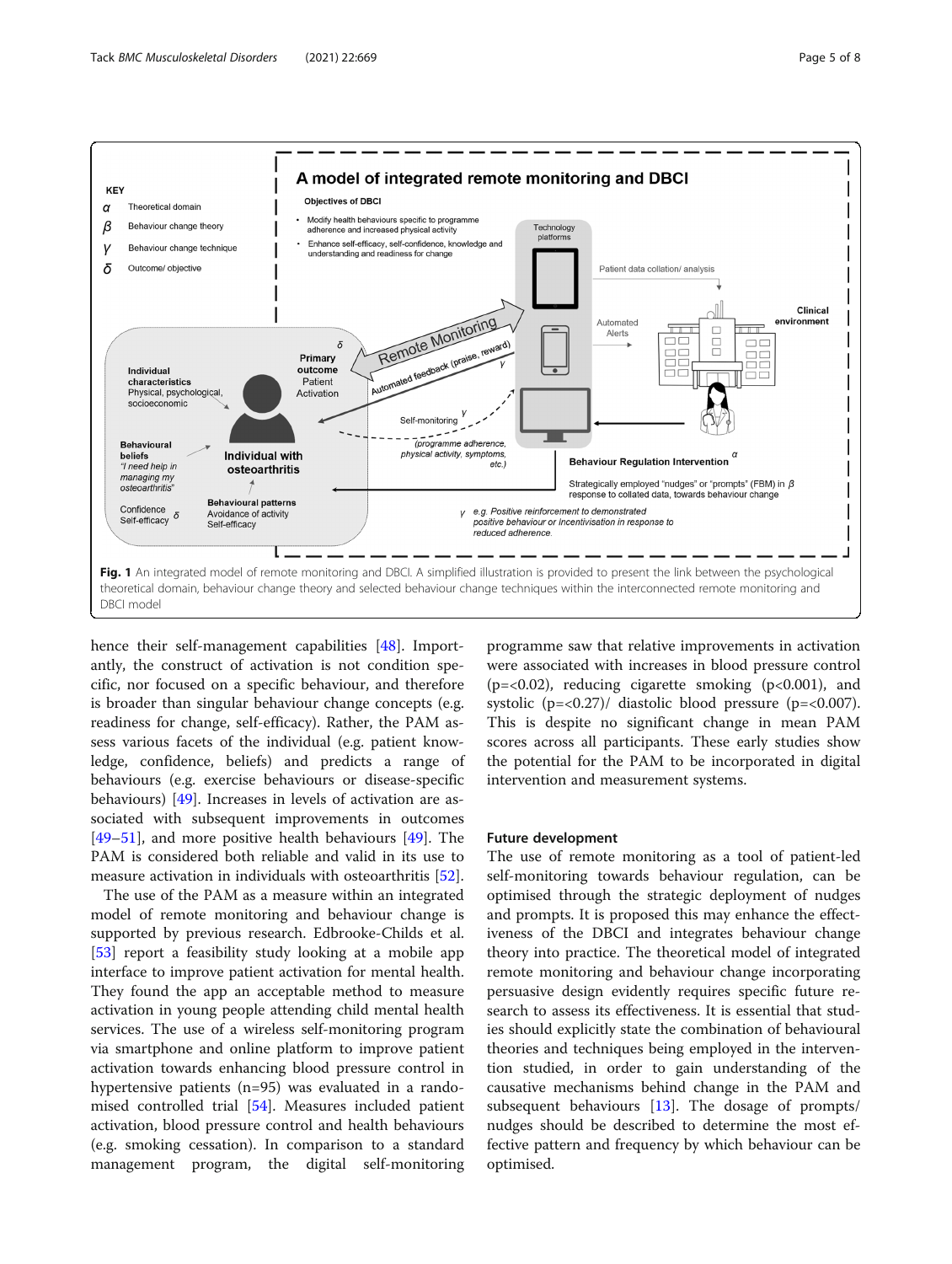KEY

α Theoretical domain

β Behaviour change theory

γ Behaviour change technique

δ Outcome/ objective

A model of integrated remote monitoring and DBCI

Objectives of DBCI

- Modify health behaviours specific to programme adherence and increased physical activity
- Enhance self-efficacy, self-confidence, knowledge and understanding and readiness for change

Technology platforms

Patient data collation/ analysis

Clinical environment

Automated Alerts

Remote Monitoring

Automated feedback (praise, reward) γ

Primary outcome Patient Activation δ

Individual characteristics Physical, psychological, socioeconomic

Behavioural beliefs "I need help in managing my osteoarthritis"

Individual with osteoarthritis

Confidence Self-efficacy δ

Behavioural patterns Avoidance of activity Self-efficacy

Self-monitoring γ (programme adherence, physical activity, symptoms, etc.)

Behaviour Regulation Intervention α

Strategically employed "nudges" or "prompts" (FBM) in response to collated data, towards behaviour change β

γ e.g. Positive reinforcement to demonstrated positive behaviour or incentivisation in response to reduced adherence.

**Fig. 1** An integrated model of remote monitoring and DBCI. A simplified illustration is provided to present the link between the psychological theoretical domain, behaviour change theory and selected behaviour change techniques within the interconnected remote monitoring and DBCI model

hence their self-management capabilities [48]. Importantly, the construct of activation is not condition specific, nor focused on a specific behaviour, and therefore is broader than singular behaviour change concepts (e.g. readiness for change, self-efficacy). Rather, the PAM assess various facets of the individual (e.g. patient knowledge, confidence, beliefs) and predicts a range of behaviours (e.g. exercise behaviours or disease-specific behaviours) [49]. Increases in levels of activation are associated with subsequent improvements in outcomes [49–51], and more positive health behaviours [49]. The PAM is considered both reliable and valid in its use to measure activation in individuals with osteoarthritis [52].

The use of the PAM as a measure within an integrated model of remote monitoring and behaviour change is supported by previous research. Edbrooke-Childs et al. [53] report a feasibility study looking at a mobile app interface to improve patient activation for mental health. They found the app an acceptable method to measure activation in young people attending child mental health services. The use of a wireless self-monitoring program via smartphone and online platform to improve patient activation towards enhancing blood pressure control in hypertensive patients (n=95) was evaluated in a randomised controlled trial [54]. Measures included patient activation, blood pressure control and health behaviours (e.g. smoking cessation). In comparison to a standard management program, the digital self-monitoring programme saw that relative improvements in activation were associated with increases in blood pressure control (p=<0.02), reducing cigarette smoking (p<0.001), and systolic (p=<0.27)/ diastolic blood pressure (p=<0.007). This is despite no significant change in mean PAM scores across all participants. These early studies show the potential for the PAM to be incorporated in digital intervention and measurement systems.

## Future development

The use of remote monitoring as a tool of patient-led self-monitoring towards behaviour regulation, can be optimised through the strategic deployment of nudges and prompts. It is proposed this may enhance the effectiveness of the DBCI and integrates behaviour change theory into practice. The theoretical model of integrated remote monitoring and behaviour change incorporating persuasive design evidently requires specific future research to assess its effectiveness. It is essential that studies should explicitly state the combination of behavioural theories and techniques being employed in the intervention studied, in order to gain understanding of the causative mechanisms behind change in the PAM and subsequent behaviours [13]. The dosage of prompts/ nudges should be described to determine the most effective pattern and frequency by which behaviour can be optimised.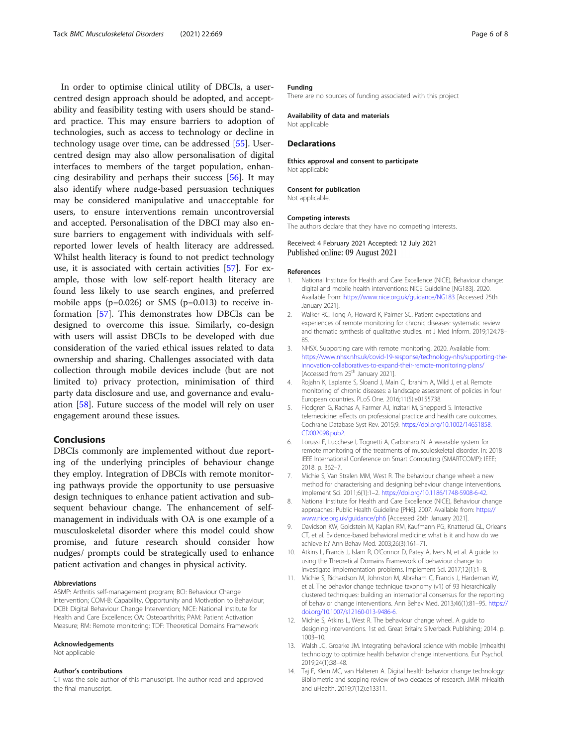In order to optimise clinical utility of DBCIs, a user-centred design approach should be adopted, and acceptability and feasibility testing with users should be standard practice. This may ensure barriers to adoption of technologies, such as access to technology or decline in technology usage over time, can be addressed [55]. User-centred design may also allow personalisation of digital interfaces to members of the target population, enhancing desirability and perhaps their success [56]. It may also identify where nudge-based persuasion techniques may be considered manipulative and unacceptable for users, to ensure interventions remain uncontroversial and accepted. Personalisation of the DBCI may also ensure barriers to engagement with individuals with self-reported lower levels of health literacy are addressed. Whilst health literacy is found to not predict technology use, it is associated with certain activities [57]. For example, those with low self-report health literacy are found less likely to use search engines, and preferred mobile apps ($p=0.026$) or SMS ($p=0.013$) to receive information [57]. This demonstrates how DBCIs can be designed to overcome this issue. Similarly, co-design with users will assist DBCIs to be developed with due consideration of the varied ethical issues related to data ownership and sharing. Challenges associated with data collection through mobile devices include (but are not limited to) privacy protection, minimisation of third party data disclosure and use, and governance and evaluation [58]. Future success of the model will rely on user engagement around these issues.

## Conclusions

DBCIs commonly are implemented without due reporting of the underlying principles of behaviour change they employ. Integration of DBCIs with remote monitoring pathways provide the opportunity to use persuasive design techniques to enhance patient activation and subsequent behaviour change. The enhancement of self-management in individuals with OA is one example of a musculoskeletal disorder where this model could show promise, and future research should consider how nudges/ prompts could be strategically used to enhance patient activation and changes in physical activity.

### Abbreviations

ASMP: Arthritis self-management program; BCI: Behaviour Change Intervention; COM-B: Capability, Opportunity and Motivation to Behaviour; DCBI: Digital Behaviour Change Intervention; NICE: National Institute for Health and Care Excellence; OA: Osteoarthritis; PAM: Patient Activation Measure; RM: Remote monitoring; TDF: Theoretical Domains Framework

### Acknowledgements

Not applicable

### Author's contributions

CT was the sole author of this manuscript. The author read and approved the final manuscript.

### Funding

There are no sources of funding associated with this project

### Availability of data and materials

Not applicable

## Declarations

### Ethics approval and consent to participate

Not applicable

### Consent for publication

Not applicable.

### Competing interests

The authors declare that they have no competing interests.

Received: 4 February 2021 Accepted: 12 July 2021
Published online: 09 August 2021

### References

1. National Institute for Health and Care Excellence (NICE), Behaviour change: digital and mobile health interventions: NICE Guideline [NG183]. 2020. Available from: https://www.nice.org.uk/guidance/NG183 [Accessed 25th January 2021].
2. Walker RC, Tong A, Howard K, Palmer SC. Patient expectations and experiences of remote monitoring for chronic diseases: systematic review and thematic synthesis of qualitative studies. Int J Med Inform. 2019;124:78–85.
3. NHSX. Supporting care with remote monitoring. 2020. Available from: https://www.nhsx.nhs.uk/covid-19-response/technology-nhs/supporting-the-innovation-collaboratives-to-expand-their-remote-monitoring-plans/ [Accessed from 25th January 2021].
4. Rojahn K, Laplante S, Sloand J, Main C, Ibrahim A, Wild J, et al. Remote monitoring of chronic diseases: a landscape assessment of policies in four European countries. PLoS One. 2016;11(5):e0155738.
5. Flodgren G, Rachas A, Farmer AJ, Inzitari M, Shepperd S. Interactive telemedicine: effects on professional practice and health care outcomes. Cochrane Database Syst Rev. 2015;9. https://doi.org/10.1002/14651858.CD002098.pub2.
6. Lorussi F, Lucchese I, Tognetti A, Carbonaro N. A wearable system for remote monitoring of the treatments of musculoskeletal disorder. In: 2018 IEEE International Conference on Smart Computing (SMARTCOMP): IEEE; 2018. p. 362–7.
7. Michie S, Van Stralen MM, West R. The behaviour change wheel: a new method for characterising and designing behaviour change interventions. Implement Sci. 2011;6(1):1–2. https://doi.org/10.1186/1748-5908-6-42.
8. National Institute for Health and Care Excellence (NICE), Behaviour change approaches: Public Health Guideline [PH6]. 2007. Available from: https://www.nice.org.uk/guidance/ph6 [Accessed 26th January 2021].
9. Davidson KW, Goldstein M, Kaplan RM, Kaufmann PG, Knatterud GL, Orleans CT, et al. Evidence-based behavioral medicine: what is it and how do we achieve it? Ann Behav Med. 2003;26(3):161–71.
10. Atkins L, Francis J, Islam R, O'Connor D, Patey A, Ivers N, et al. A guide to using the Theoretical Domains Framework of behaviour change to investigate implementation problems. Implement Sci. 2017;12(1):1–8.
11. Michie S, Richardson M, Johnston M, Abraham C, Francis J, Hardeman W, et al. The behavior change technique taxonomy (v1) of 93 hierarchically clustered techniques: building an international consensus for the reporting of behavior change interventions. Ann Behav Med. 2013;46(1):81–95. https://doi.org/10.1007/s12160-013-9486-6.
12. Michie S, Atkins L, West R. The behaviour change wheel. A guide to designing interventions. 1st ed. Great Britain: Silverback Publishing; 2014. p. 1003–10.
13. Walsh JC, Groarke JM. Integrating behavioral science with mobile (mhealth) technology to optimize health behavior change interventions. Eur Psychol. 2019;24(1):38–48.
14. Taj F, Klein MC, van Halteren A. Digital health behavior change technology: Bibliometric and scoping review of two decades of research. JMIR mHealth and uHealth. 2019;7(12):e13311.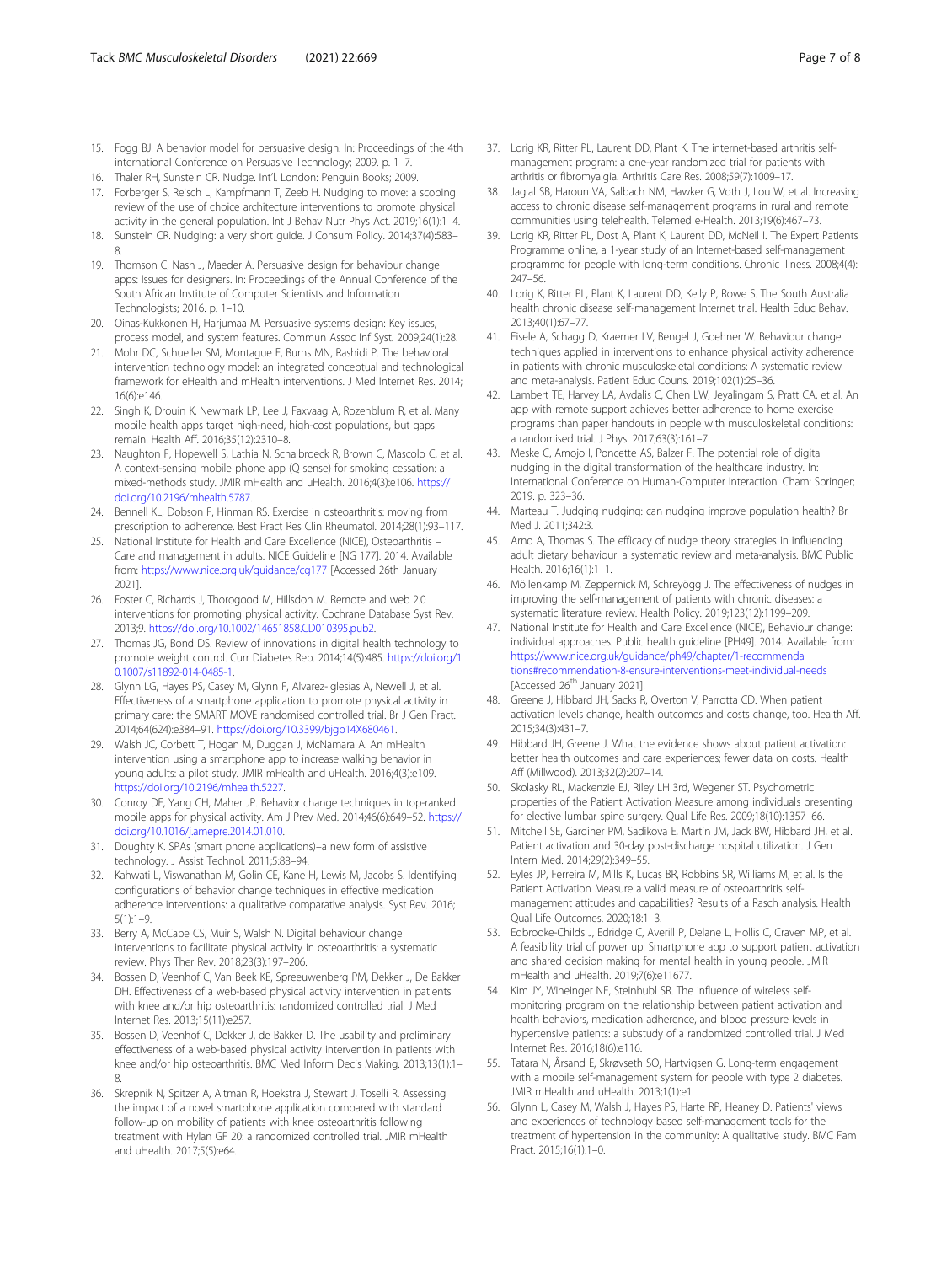15. Fogg BJ. A behavior model for persuasive design. In: Proceedings of the 4th international Conference on Persuasive Technology; 2009. p. 1–7.
16. Thaler RH, Sunstein CR. Nudge. Int'l. London: Penguin Books; 2009.
17. Forberger S, Reisch L, Kampfmann T, Zeeb H. Nudging to move: a scoping review of the use of choice architecture interventions to promote physical activity in the general population. Int J Behav Nutr Phys Act. 2019;16(1):1–4.
18. Sunstein CR. Nudging: a very short guide. J Consum Policy. 2014;37(4):583–8.
19. Thomson C, Nash J, Maeder A. Persuasive design for behaviour change apps: Issues for designers. In: Proceedings of the Annual Conference of the South African Institute of Computer Scientists and Information Technologists; 2016. p. 1–10.
20. Oinas-Kukkonen H, Harjumaa M. Persuasive systems design: Key issues, process model, and system features. Commun Assoc Inf Syst. 2009;24(1):28.
21. Mohr DC, Schueller SM, Montague E, Burns MN, Rashidi P. The behavioral intervention technology model: an integrated conceptual and technological framework for eHealth and mHealth interventions. J Med Internet Res. 2014;16(6):e146.
22. Singh K, Drouin K, Newmark LP, Lee J, Faxvaag A, Rozenblum R, et al. Many mobile health apps target high-need, high-cost populations, but gaps remain. Health Aff. 2016;35(12):2310–8.
23. Naughton F, Hopewell S, Lathia N, Schalbroeck R, Brown C, Mascolo C, et al. A context-sensing mobile phone app (Q sense) for smoking cessation: a mixed-methods study. JMIR mHealth and uHealth. 2016;4(3):e106. https://doi.org/10.2196/mhealth.5787.
24. Bennell KL, Dobson F, Hinman RS. Exercise in osteoarthritis: moving from prescription to adherence. Best Pract Res Clin Rheumatol. 2014;28(1):93–117.
25. National Institute for Health and Care Excellence (NICE), Osteoarthritis – Care and management in adults. NICE Guideline [NG 177]. 2014. Available from: https://www.nice.org.uk/guidance/cg177 [Accessed 26th January 2021].
26. Foster C, Richards J, Thorogood M, Hillsdon M. Remote and web 2.0 interventions for promoting physical activity. Cochrane Database Syst Rev. 2013;9. https://doi.org/10.1002/14651858.CD010395.pub2.
27. Thomas JG, Bond DS. Review of innovations in digital health technology to promote weight control. Curr Diabetes Rep. 2014;14(5):485. https://doi.org/10.1007/s11892-014-0485-1.
28. Glynn LG, Hayes PS, Casey M, Glynn F, Alvarez-Iglesias A, Newell J, et al. Effectiveness of a smartphone application to promote physical activity in primary care: the SMART MOVE randomised controlled trial. Br J Gen Pract. 2014;64(624):e384–91. https://doi.org/10.3399/bjgp14X680461.
29. Walsh JC, Corbett T, Hogan M, Duggan J, McNamara A. An mHealth intervention using a smartphone app to increase walking behavior in young adults: a pilot study. JMIR mHealth and uHealth. 2016;4(3):e109. https://doi.org/10.2196/mhealth.5227.
30. Conroy DE, Yang CH, Maher JP. Behavior change techniques in top-ranked mobile apps for physical activity. Am J Prev Med. 2014;46(6):649–52. https://doi.org/10.1016/j.amepre.2014.01.010.
31. Doughty K. SPAs (smart phone applications)–a new form of assistive technology. J Assist Technol. 2011;5:88–94.
32. Kahwati L, Viswanathan M, Golin CE, Kane H, Lewis M, Jacobs S. Identifying configurations of behavior change techniques in effective medication adherence interventions: a qualitative comparative analysis. Syst Rev. 2016;5(1):1–9.
33. Berry A, McCabe CS, Muir S, Walsh N. Digital behaviour change interventions to facilitate physical activity in osteoarthritis: a systematic review. Phys Ther Rev. 2018;23(3):197–206.
34. Bossen D, Veenhof C, Van Beek KE, Spreeuwenberg PM, Dekker J, De Bakker DH. Effectiveness of a web-based physical activity intervention in patients with knee and/or hip osteoarthritis: randomized controlled trial. J Med Internet Res. 2013;15(11):e257.
35. Bossen D, Veenhof C, Dekker J, de Bakker D. The usability and preliminary effectiveness of a web-based physical activity intervention in patients with knee and/or hip osteoarthritis. BMC Med Inform Decis Making. 2013;13(1):1–8.
36. Skrepnik N, Spitzer A, Altman R, Hoekstra J, Stewart J, Toselli R. Assessing the impact of a novel smartphone application compared with standard follow-up on mobility of patients with knee osteoarthritis following treatment with Hylan GF 20: a randomized controlled trial. JMIR mHealth and uHealth. 2017;5(5):e64.
37. Lorig KR, Ritter PL, Laurent DD, Plant K. The internet-based arthritis self-management program: a one-year randomized trial for patients with arthritis or fibromyalgia. Arthritis Care Res. 2008;59(7):1009–17.
38. Jaglal SB, Haroun VA, Salbach NM, Hawker G, Voth J, Lou W, et al. Increasing access to chronic disease self-management programs in rural and remote communities using telehealth. Telemed e-Health. 2013;19(6):467–73.
39. Lorig KR, Ritter PL, Dost A, Plant K, Laurent DD, McNeil I. The Expert Patients Programme online, a 1-year study of an Internet-based self-management programme for people with long-term conditions. Chronic Illness. 2008;4(4):247–56.
40. Lorig K, Ritter PL, Plant K, Laurent DD, Kelly P, Rowe S. The South Australia health chronic disease self-management Internet trial. Health Educ Behav. 2013;40(1):67–77.
41. Eisele A, Schagg D, Kraemer LV, Bengel J, Goehner W. Behaviour change techniques applied in interventions to enhance physical activity adherence in patients with chronic musculoskeletal conditions: A systematic review and meta-analysis. Patient Educ Couns. 2019;102(1):25–36.
42. Lambert TE, Harvey LA, Avdalis C, Chen LW, Jeyalingam S, Pratt CA, et al. An app with remote support achieves better adherence to home exercise programs than paper handouts in people with musculoskeletal conditions: a randomised trial. J Phys. 2017;63(3):161–7.
43. Meske C, Amojo I, Poncette AS, Balzer F. The potential role of digital nudging in the digital transformation of the healthcare industry. In: International Conference on Human-Computer Interaction. Cham: Springer; 2019. p. 323–36.
44. Marteau T. Judging nudging: can nudging improve population health? Br Med J. 2011;342:3.
45. Arno A, Thomas S. The efficacy of nudge theory strategies in influencing adult dietary behaviour: a systematic review and meta-analysis. BMC Public Health. 2016;16(1):1–1.
46. Möllenkamp M, Zeppernick M, Schreyögg J. The effectiveness of nudges in improving the self-management of patients with chronic diseases: a systematic literature review. Health Policy. 2019;123(12):1199–209.
47. National Institute for Health and Care Excellence (NICE), Behaviour change: individual approaches. Public health guideline [PH49]. 2014. Available from: https://www.nice.org.uk/guidance/ph49/chapter/1-recommendations#recommendation-8-ensure-interventions-meet-individual-needs [Accessed 26th January 2021].
48. Greene J, Hibbard JH, Sacks R, Overton V, Parrotta CD. When patient activation levels change, health outcomes and costs change, too. Health Aff. 2015;34(3):431–7.
49. Hibbard JH, Greene J. What the evidence shows about patient activation: better health outcomes and care experiences; fewer data on costs. Health Aff (Millwood). 2013;32(2):207–14.
50. Skolasky RL, Mackenzie EJ, Riley LH 3rd, Wegener ST. Psychometric properties of the Patient Activation Measure among individuals presenting for elective lumbar spine surgery. Qual Life Res. 2009;18(10):1357–66.
51. Mitchell SE, Gardiner PM, Sadikova E, Martin JM, Jack BW, Hibbard JH, et al. Patient activation and 30-day post-discharge hospital utilization. J Gen Intern Med. 2014;29(2):349–55.
52. Eyles JP, Ferreira M, Mills K, Lucas BR, Robbins SR, Williams M, et al. Is the Patient Activation Measure a valid measure of osteoarthritis self-management attitudes and capabilities? Results of a Rasch analysis. Health Qual Life Outcomes. 2020;18:1–3.
53. Edbrooke-Childs J, Edridge C, Averill P, Delane L, Hollis C, Craven MP, et al. A feasibility trial of power up: Smartphone app to support patient activation and shared decision making for mental health in young people. JMIR mHealth and uHealth. 2019;7(6):e11677.
54. Kim JY, Wineinger NE, Steinhubl SR. The influence of wireless self-monitoring program on the relationship between patient activation and health behaviors, medication adherence, and blood pressure levels in hypertensive patients: a substudy of a randomized controlled trial. J Med Internet Res. 2016;18(6):e116.
55. Tatara N, Årsand E, Skrøvseth SO, Hartvigsen G. Long-term engagement with a mobile self-management system for people with type 2 diabetes. JMIR mHealth and uHealth. 2013;1(1):e1.
56. Glynn L, Casey M, Walsh J, Hayes PS, Harte RP, Heaney D. Patients' views and experiences of technology based self-management tools for the treatment of hypertension in the community: A qualitative study. BMC Fam Pract. 2015;16(1):1–0.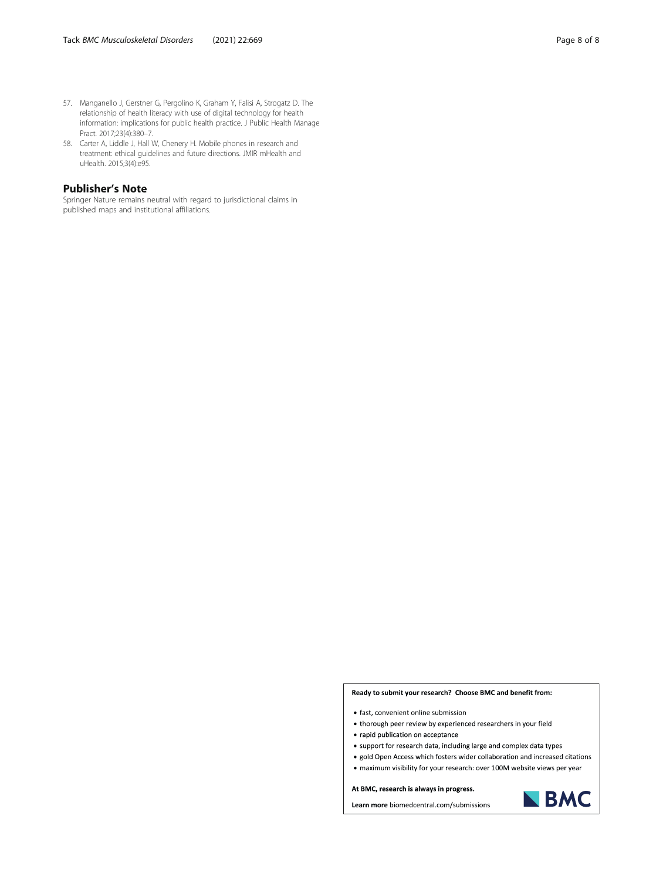57. Manganello J, Gerstner G, Pergolino K, Graham Y, Falisi A, Strogatz D. The relationship of health literacy with use of digital technology for health information: implications for public health practice. J Public Health Manage Pract. 2017;23(4):380–7.
58. Carter A, Liddle J, Hall W, Chenery H. Mobile phones in research and treatment: ethical guidelines and future directions. JMIR mHealth and uHealth. 2015;3(4):e95.

## Publisher's Note

Springer Nature remains neutral with regard to jurisdictional claims in published maps and institutional affiliations.

**Ready to submit your research? Choose BMC and benefit from:**

- fast, convenient online submission
- thorough peer review by experienced researchers in your field
- rapid publication on acceptance
- support for research data, including large and complex data types
- gold Open Access which fosters wider collaboration and increased citations
- maximum visibility for your research: over 100M website views per year

**At BMC, research is always in progress.**

**Learn more** biomedcentral.com/submissions

BMC